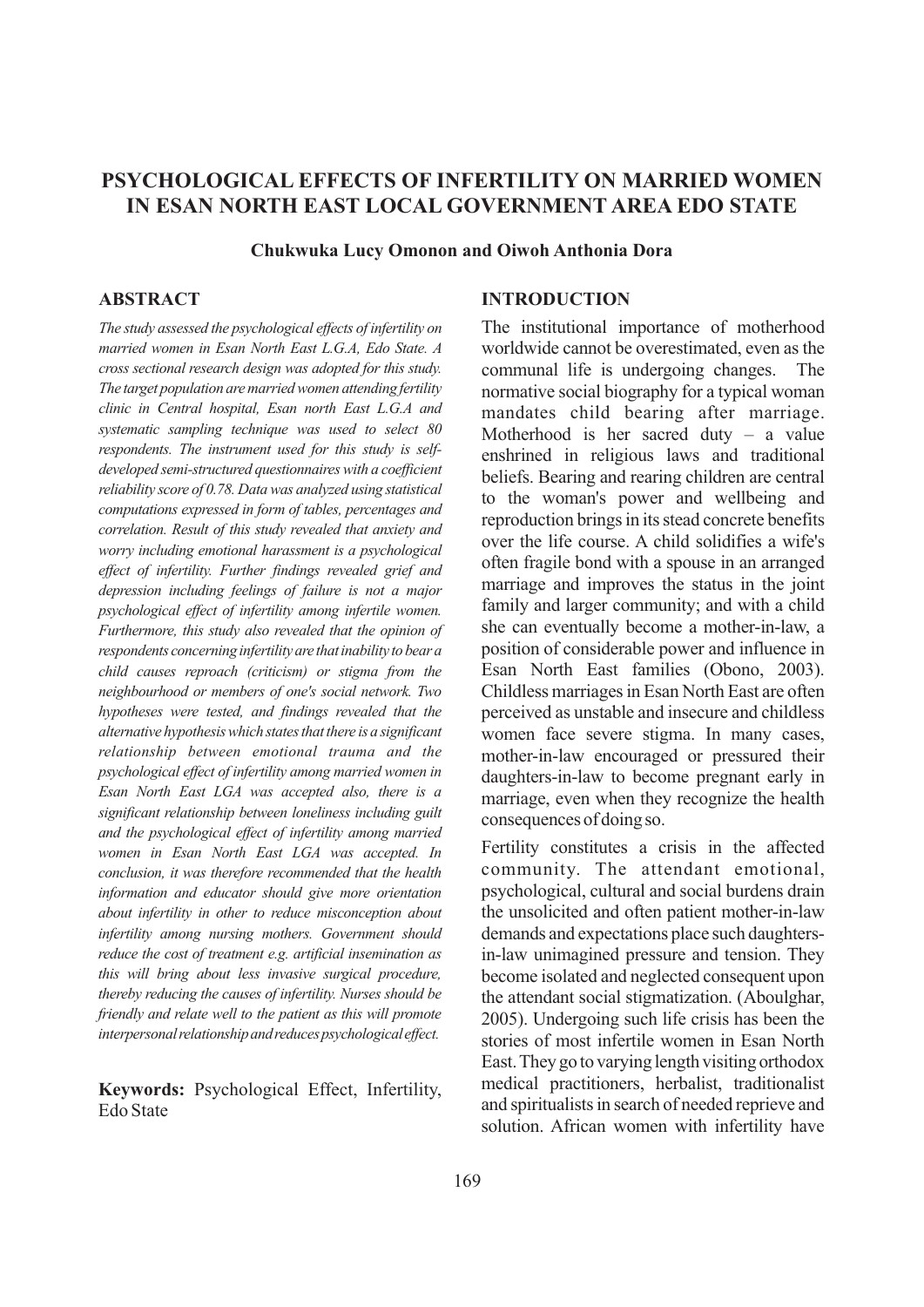# PSYCHOLOGICAL EFFECTS OF INFERTILITY ON MARRIED WOMEN IN ESAN NORTH EAST LOCAL GOVERNMENT AREA EDO STATE

**Chukwuka Lucy Omonon and Oiwoh Anthonia Dora**

## ABSTRACT

*The study assessed the psychological effects of infertility on married women in Esan North East L.G.A, Edo State. A cross sectional research design was adopted for this study. The target population are married women attending fertility clinic in Central hospital, Esan north East L.G.A and systematic sampling technique was used to select 80 respondents. The instrument used for this study is self-developed semi-structured questionnaires with a coefficient reliability score of 0.78. Data was analyzed using statistical computations expressed in form of tables, percentages and correlation. Result of this study revealed that anxiety and worry including emotional harassment is a psychological effect of infertility. Further findings revealed grief and depression including feelings of failure is not a major psychological effect of infertility among infertile women. Furthermore, this study also revealed that the opinion of respondents concerning infertility are that inability to bear a child causes reproach (criticism) or stigma from the neighbourhood or members of one's social network. Two hypotheses were tested, and findings revealed that the alternative hypothesis which states that there is a significant relationship between emotional trauma and the psychological effect of infertility among married women in Esan North East LGA was accepted also, there is a significant relationship between loneliness including guilt and the psychological effect of infertility among married women in Esan North East LGA was accepted. In conclusion, it was therefore recommended that the health information and educator should give more orientation about infertility in other to reduce misconception about infertility among nursing mothers. Government should reduce the cost of treatment e.g. artificial insemination as this will bring about less invasive surgical procedure, thereby reducing the causes of infertility. Nurses should be friendly and relate well to the patient as this will promote interpersonal relationship and reduces psychological effect.*

**Keywords:** Psychological Effect, Infertility, Edo State

## INTRODUCTION

The institutional importance of motherhood worldwide cannot be overestimated, even as the communal life is undergoing changes. The normative social biography for a typical woman mandates child bearing after marriage. Motherhood is her sacred duty – a value enshrined in religious laws and traditional beliefs. Bearing and rearing children are central to the woman's power and wellbeing and reproduction brings in its stead concrete benefits over the life course. A child solidifies a wife's often fragile bond with a spouse in an arranged marriage and improves the status in the joint family and larger community; and with a child she can eventually become a mother-in-law, a position of considerable power and influence in Esan North East families (Obono, 2003). Childless marriages in Esan North East are often perceived as unstable and insecure and childless women face severe stigma. In many cases, mother-in-law encouraged or pressured their daughters-in-law to become pregnant early in marriage, even when they recognize the health consequences of doing so.

Fertility constitutes a crisis in the affected community. The attendant emotional, psychological, cultural and social burdens drain the unsolicited and often patient mother-in-law demands and expectations place such daughters-in-law unimagined pressure and tension. They become isolated and neglected consequent upon the attendant social stigmatization. (Aboulghar, 2005). Undergoing such life crisis has been the stories of most infertile women in Esan North East. They go to varying length visiting orthodox medical practitioners, herbalist, traditionalist and spiritualists in search of needed reprieve and solution. African women with infertility have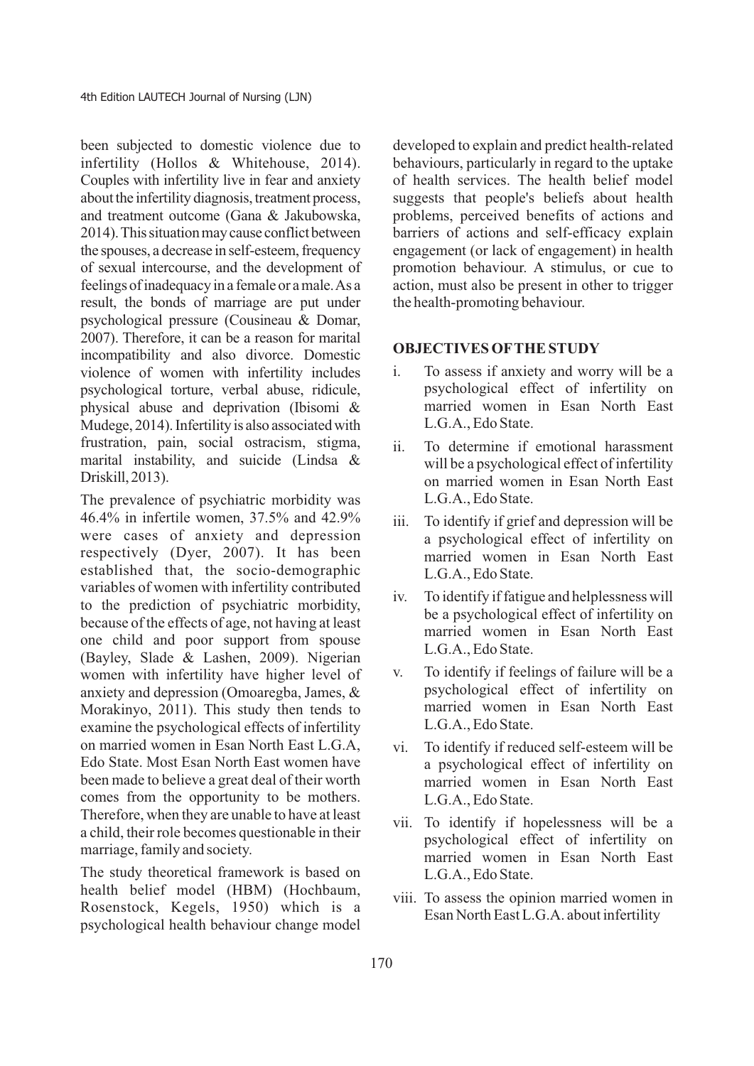been subjected to domestic violence due to infertility (Hollos & Whitehouse, 2014). Couples with infertility live in fear and anxiety about the infertility diagnosis, treatment process, and treatment outcome (Gana & Jakubowska, 2014). This situation may cause conflict between the spouses, a decrease in self-esteem, frequency of sexual intercourse, and the development of feelings of inadequacy in a female or a male. As a result, the bonds of marriage are put under psychological pressure (Cousineau & Domar, 2007). Therefore, it can be a reason for marital incompatibility and also divorce. Domestic violence of women with infertility includes psychological torture, verbal abuse, ridicule, physical abuse and deprivation (Ibisomi & Mudege, 2014). Infertility is also associated with frustration, pain, social ostracism, stigma, marital instability, and suicide (Lindsa & Driskill, 2013).

The prevalence of psychiatric morbidity was 46.4% in infertile women, 37.5% and 42.9% were cases of anxiety and depression respectively (Dyer, 2007). It has been established that, the socio-demographic variables of women with infertility contributed to the prediction of psychiatric morbidity, because of the effects of age, not having at least one child and poor support from spouse (Bayley, Slade & Lashen, 2009). Nigerian women with infertility have higher level of anxiety and depression (Omoaregba, James, & Morakinyo, 2011). This study then tends to examine the psychological effects of infertility on married women in Esan North East L.G.A, Edo State. Most Esan North East women have been made to believe a great deal of their worth comes from the opportunity to be mothers. Therefore, when they are unable to have at least a child, their role becomes questionable in their marriage, family and society.

The study theoretical framework is based on health belief model (HBM) (Hochbaum, Rosenstock, Kegels, 1950) which is a psychological health behaviour change model developed to explain and predict health-related behaviours, particularly in regard to the uptake of health services. The health belief model suggests that people's beliefs about health problems, perceived benefits of actions and barriers of actions and self-efficacy explain engagement (or lack of engagement) in health promotion behaviour. A stimulus, or cue to action, must also be present in other to trigger the health-promoting behaviour.

## OBJECTIVES OF THE STUDY

i. To assess if anxiety and worry will be a psychological effect of infertility on married women in Esan North East L.G.A., Edo State.

ii. To determine if emotional harassment will be a psychological effect of infertility on married women in Esan North East L.G.A., Edo State.

iii. To identify if grief and depression will be a psychological effect of infertility on married women in Esan North East L.G.A., Edo State.

iv. To identify if fatigue and helplessness will be a psychological effect of infertility on married women in Esan North East L.G.A., Edo State.

v. To identify if feelings of failure will be a psychological effect of infertility on married women in Esan North East L.G.A., Edo State.

vi. To identify if reduced self-esteem will be a psychological effect of infertility on married women in Esan North East L.G.A., Edo State.

vii. To identify if hopelessness will be a psychological effect of infertility on married women in Esan North East L.G.A., Edo State.

viii. To assess the opinion married women in Esan North East L.G.A. about infertility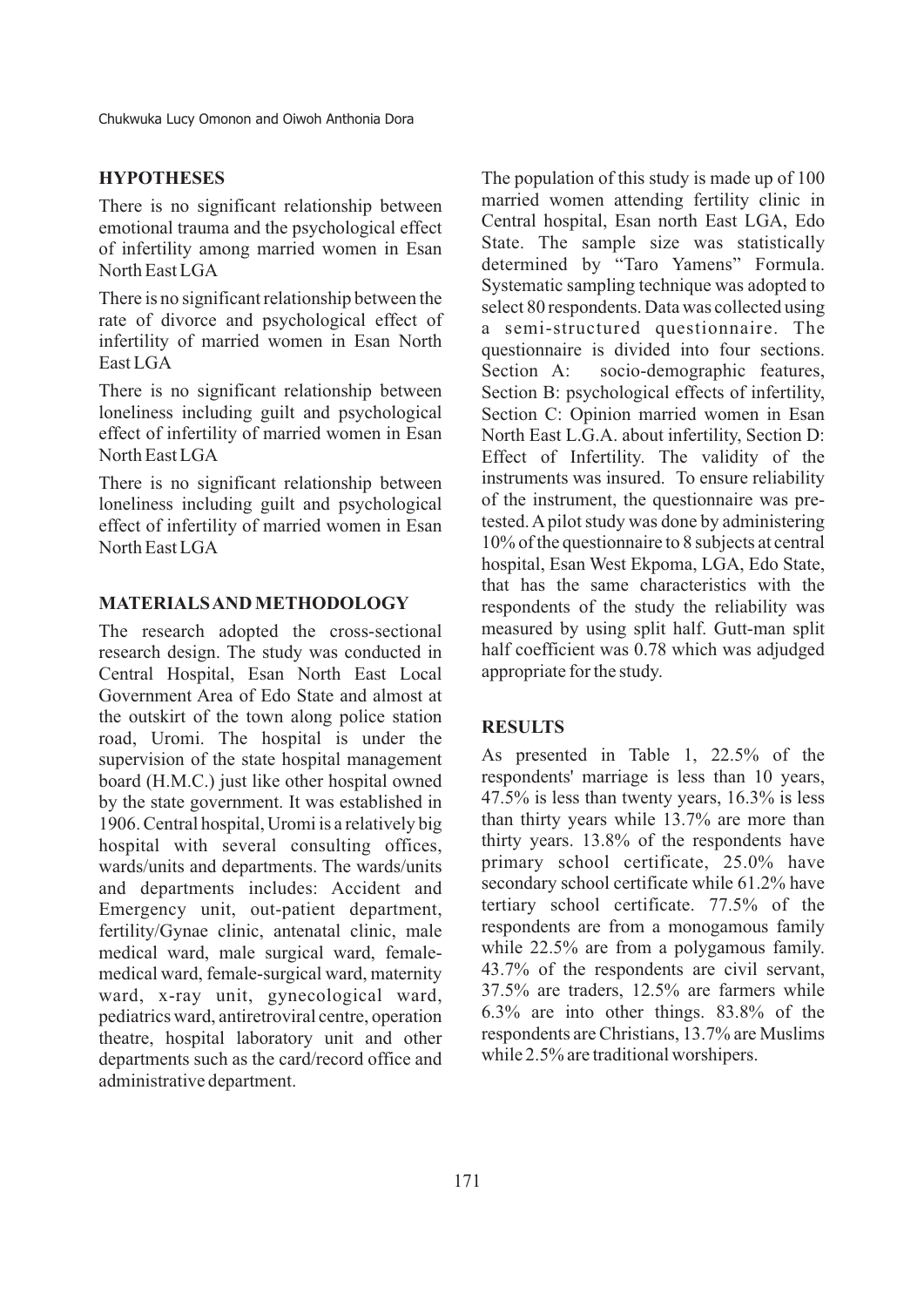## HYPOTHESES

There is no significant relationship between emotional trauma and the psychological effect of infertility among married women in Esan North East LGA

There is no significant relationship between the rate of divorce and psychological effect of infertility of married women in Esan North East LGA

There is no significant relationship between loneliness including guilt and psychological effect of infertility of married women in Esan North East LGA

There is no significant relationship between loneliness including guilt and psychological effect of infertility of married women in Esan North East LGA

## MATERIALS AND METHODOLOGY

The research adopted the cross-sectional research design. The study was conducted in Central Hospital, Esan North East Local Government Area of Edo State and almost at the outskirt of the town along police station road, Uromi. The hospital is under the supervision of the state hospital management board (H.M.C.) just like other hospital owned by the state government. It was established in 1906. Central hospital, Uromi is a relatively big hospital with several consulting offices, wards/units and departments. The wards/units and departments includes: Accident and Emergency unit, out-patient department, fertility/Gynae clinic, antenatal clinic, male medical ward, male surgical ward, female-medical ward, female-surgical ward, maternity ward, x-ray unit, gynecological ward, pediatrics ward, antiretroviral centre, operation theatre, hospital laboratory unit and other departments such as the card/record office and administrative department.

The population of this study is made up of 100 married women attending fertility clinic in Central hospital, Esan north East LGA, Edo State. The sample size was statistically determined by "Taro Yamens" Formula. Systematic sampling technique was adopted to select 80 respondents. Data was collected using a semi-structured questionnaire. The questionnaire is divided into four sections. Section A: socio-demographic features, Section B: psychological effects of infertility, Section C: Opinion married women in Esan North East L.G.A. about infertility, Section D: Effect of Infertility. The validity of the instruments was insured. To ensure reliability of the instrument, the questionnaire was pre-tested. A pilot study was done by administering 10% of the questionnaire to 8 subjects at central hospital, Esan West Ekpoma, LGA, Edo State, that has the same characteristics with the respondents of the study the reliability was measured by using split half. Gutt-man split half coefficient was 0.78 which was adjudged appropriate for the study.

## RESULTS

As presented in Table 1, 22.5% of the respondents' marriage is less than 10 years, 47.5% is less than twenty years, 16.3% is less than thirty years while 13.7% are more than thirty years. 13.8% of the respondents have primary school certificate, 25.0% have secondary school certificate while 61.2% have tertiary school certificate. 77.5% of the respondents are from a monogamous family while 22.5% are from a polygamous family. 43.7% of the respondents are civil servant, 37.5% are traders, 12.5% are farmers while 6.3% are into other things. 83.8% of the respondents are Christians, 13.7% are Muslims while 2.5% are traditional worshipers.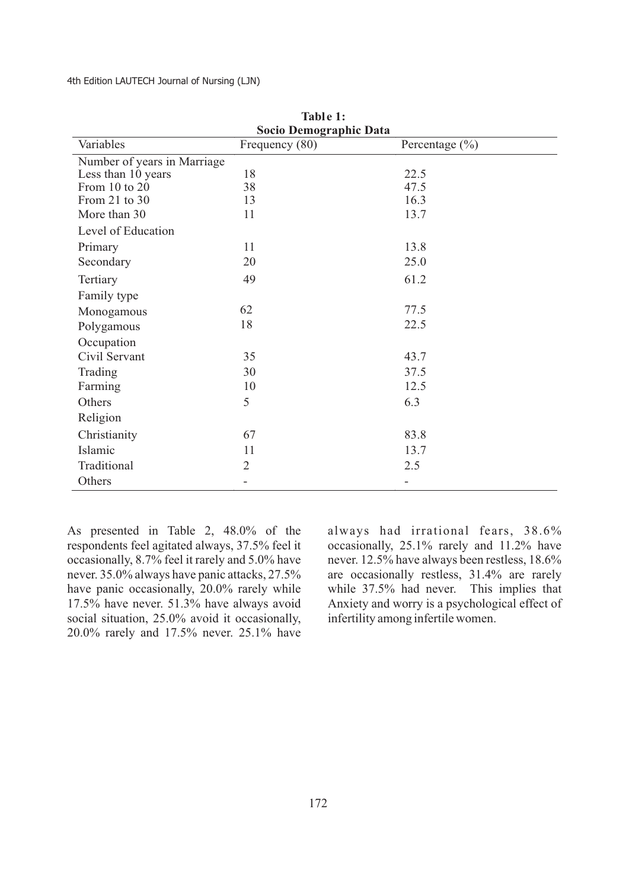**Table 1: Socio Demographic Data**

| Variables | Frequency (80) | Percentage (%) |
|---|---|---|
| Number of years in Marriage | | |
| Less than 10 years | 18 | 22.5 |
| From 10 to 20 | 38 | 47.5 |
| From 21 to 30 | 13 | 16.3 |
| More than 30 | 11 | 13.7 |
| Level of Education | | |
| Primary | 11 | 13.8 |
| Secondary | 20 | 25.0 |
| Tertiary | 49 | 61.2 |
| Family type | | |
| Monogamous | 62 | 77.5 |
| Polygamous | 18 | 22.5 |
| Occupation | | |
| Civil Servant | 35 | 43.7 |
| Trading | 30 | 37.5 |
| Farming | 10 | 12.5 |
| Others | 5 | 6.3 |
| Religion | | |
| Christianity | 67 | 83.8 |
| Islamic | 11 | 13.7 |
| Traditional | 2 | 2.5 |
| Others | - | - |

As presented in Table 2, 48.0% of the respondents feel agitated always, 37.5% feel it occasionally, 8.7% feel it rarely and 5.0% have never. 35.0% always have panic attacks, 27.5% have panic occasionally, 20.0% rarely while 17.5% have never. 51.3% have always avoid social situation, 25.0% avoid it occasionally, 20.0% rarely and 17.5% never. 25.1% have always had irrational fears, 38.6% occasionally, 25.1% rarely and 11.2% have never. 12.5% have always been restless, 18.6% are occasionally restless, 31.4% are rarely while 37.5% had never. This implies that Anxiety and worry is a psychological effect of infertility among infertile women.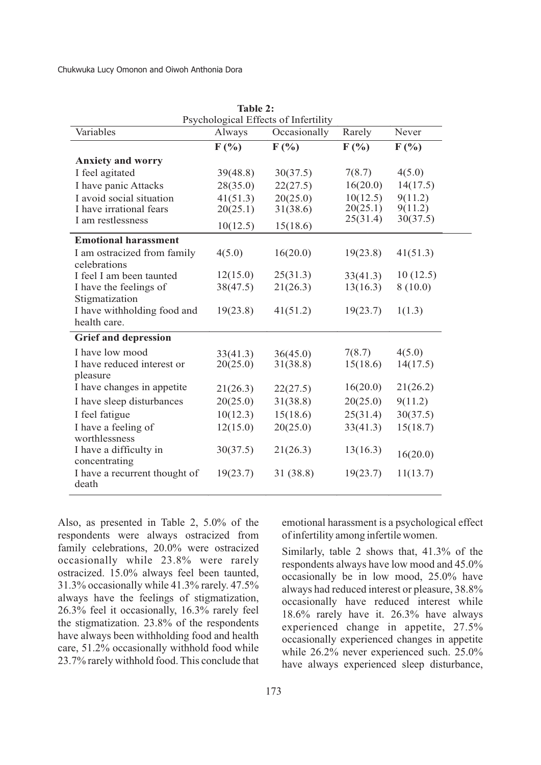**Table 2:**
Psychological Effects of Infertility

| Variables | Always | Occasionally | Rarely | Never |
|---|---|---|---|---|
| | **F (%)** | **F (%)** | **F (%)** | **F (%)** |
| **Anxiety and worry** | | | | |
| I feel agitated | 39(48.8) | 30(37.5) | 7(8.7) | 4(5.0) |
| I have panic Attacks | 28(35.0) | 22(27.5) | 16(20.0) | 14(17.5) |
| I avoid social situation | 41(51.3) | 20(25.0) | 10(12.5) | 9(11.2) |
| I have irrational fears | 20(25.1) | 31(38.6) | 20(25.1) | 9(11.2) |
| I am restlessness | 10(12.5) | 15(18.6) | 25(31.4) | 30(37.5) |
| **Emotional harassment** | | | | |
| I am ostracized from family celebrations | 4(5.0) | 16(20.0) | 19(23.8) | 41(51.3) |
| I feel I am been taunted | 12(15.0) | 25(31.3) | 33(41.3) | 10 (12.5) |
| I have the feelings of Stigmatization | 38(47.5) | 21(26.3) | 13(16.3) | 8 (10.0) |
| I have withholding food and health care. | 19(23.8) | 41(51.2) | 19(23.7) | 1(1.3) |
| **Grief and depression** | | | | |
| I have low mood | 33(41.3) | 36(45.0) | 7(8.7) | 4(5.0) |
| I have reduced interest or pleasure | 20(25.0) | 31(38.8) | 15(18.6) | 14(17.5) |
| I have changes in appetite | 21(26.3) | 22(27.5) | 16(20.0) | 21(26.2) |
| I have sleep disturbances | 20(25.0) | 31(38.8) | 20(25.0) | 9(11.2) |
| I feel fatigue | 10(12.3) | 15(18.6) | 25(31.4) | 30(37.5) |
| I have a feeling of worthlessness | 12(15.0) | 20(25.0) | 33(41.3) | 15(18.7) |
| I have a difficulty in concentrating | 30(37.5) | 21(26.3) | 13(16.3) | 16(20.0) |
| I have a recurrent thought of death | 19(23.7) | 31 (38.8) | 19(23.7) | 11(13.7) |

Also, as presented in Table 2, 5.0% of the respondents were always ostracized from family celebrations, 20.0% were ostracized occasionally while 23.8% were rarely ostracized. 15.0% always feel been taunted, 31.3% occasionally while 41.3% rarely. 47.5% always have the feelings of stigmatization, 26.3% feel it occasionally, 16.3% rarely feel the stigmatization. 23.8% of the respondents have always been withholding food and health care, 51.2% occasionally withhold food while 23.7% rarely withhold food. This conclude that emotional harassment is a psychological effect of infertility among infertile women.

Similarly, table 2 shows that, 41.3% of the respondents always have low mood and 45.0% occasionally be in low mood, 25.0% have always had reduced interest or pleasure, 38.8% occasionally have reduced interest while 18.6% rarely have it. 26.3% have always experienced change in appetite, 27.5% occasionally experienced changes in appetite while 26.2% never experienced such. 25.0% have always experienced sleep disturbance,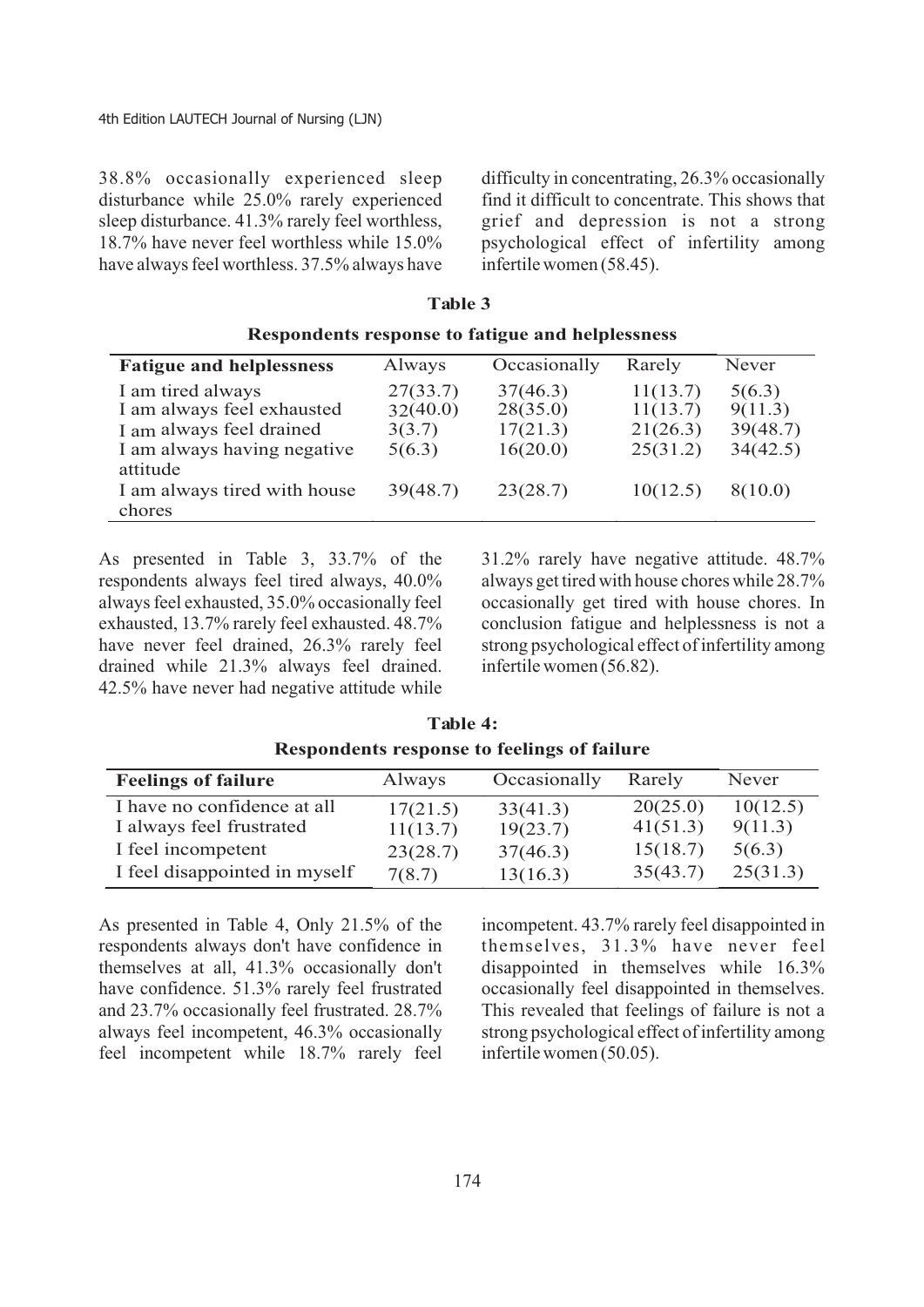38.8% occasionally experienced sleep disturbance while 25.0% rarely experienced sleep disturbance. 41.3% rarely feel worthless, 18.7% have never feel worthless while 15.0% have always feel worthless. 37.5% always have difficulty in concentrating, 26.3% occasionally find it difficult to concentrate. This shows that grief and depression is not a strong psychological effect of infertility among infertile women (58.45).

**Table 3**

**Respondents response to fatigue and helplessness**

| Fatigue and helplessness | Always | Occasionally | Rarely | Never |
|---|---|---|---|---|
| I am tired always | 27(33.7) | 37(46.3) | 11(13.7) | 5(6.3) |
| I am always feel exhausted | 32(40.0) | 28(35.0) | 11(13.7) | 9(11.3) |
| I am always feel drained | 3(3.7) | 17(21.3) | 21(26.3) | 39(48.7) |
| I am always having negative attitude | 5(6.3) | 16(20.0) | 25(31.2) | 34(42.5) |
| I am always tired with house chores | 39(48.7) | 23(28.7) | 10(12.5) | 8(10.0) |

As presented in Table 3, 33.7% of the respondents always feel tired always, 40.0% always feel exhausted, 35.0% occasionally feel exhausted, 13.7% rarely feel exhausted. 48.7% have never feel drained, 26.3% rarely feel drained while 21.3% always feel drained. 42.5% have never had negative attitude while 31.2% rarely have negative attitude. 48.7% always get tired with house chores while 28.7% occasionally get tired with house chores. In conclusion fatigue and helplessness is not a strong psychological effect of infertility among infertile women (56.82).

**Table 4:**

**Respondents response to feelings of failure**

| Feelings of failure | Always | Occasionally | Rarely | Never |
|---|---|---|---|---|
| I have no confidence at all | 17(21.5) | 33(41.3) | 20(25.0) | 10(12.5) |
| I always feel frustrated | 11(13.7) | 19(23.7) | 41(51.3) | 9(11.3) |
| I feel incompetent | 23(28.7) | 37(46.3) | 15(18.7) | 5(6.3) |
| I feel disappointed in myself | 7(8.7) | 13(16.3) | 35(43.7) | 25(31.3) |

As presented in Table 4, Only 21.5% of the respondents always don't have confidence in themselves at all, 41.3% occasionally don't have confidence. 51.3% rarely feel frustrated and 23.7% occasionally feel frustrated. 28.7% always feel incompetent, 46.3% occasionally feel incompetent while 18.7% rarely feel incompetent. 43.7% rarely feel disappointed in themselves, 31.3% have never feel disappointed in themselves while 16.3% occasionally feel disappointed in themselves. This revealed that feelings of failure is not a strong psychological effect of infertility among infertile women (50.05).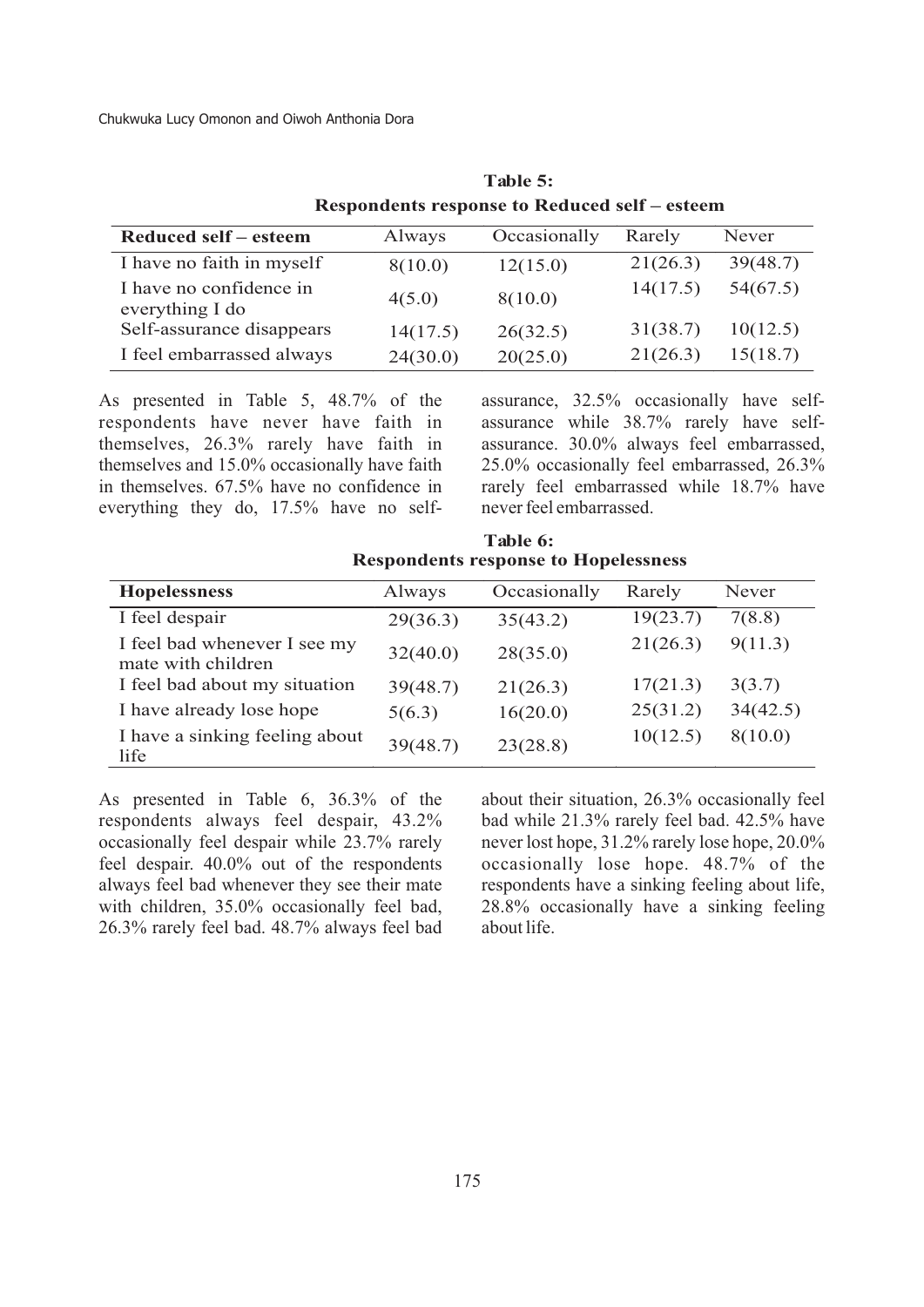**Table 5:**
**Respondents response to Reduced self – esteem**

| Reduced self – esteem | Always | Occasionally | Rarely | Never |
|---|---|---|---|---|
| I have no faith in myself | 8(10.0) | 12(15.0) | 21(26.3) | 39(48.7) |
| I have no confidence in everything I do | 4(5.0) | 8(10.0) | 14(17.5) | 54(67.5) |
| Self-assurance disappears | 14(17.5) | 26(32.5) | 31(38.7) | 10(12.5) |
| I feel embarrassed always | 24(30.0) | 20(25.0) | 21(26.3) | 15(18.7) |

As presented in Table 5, 48.7% of the respondents have never have faith in themselves, 26.3% rarely have faith in themselves and 15.0% occasionally have faith in themselves. 67.5% have no confidence in everything they do, 17.5% have no self-assurance, 32.5% occasionally have self-assurance while 38.7% rarely have self-assurance. 30.0% always feel embarrassed, 25.0% occasionally feel embarrassed, 26.3% rarely feel embarrassed while 18.7% have never feel embarrassed.

**Table 6:**
**Respondents response to Hopelessness**

| Hopelessness | Always | Occasionally | Rarely | Never |
|---|---|---|---|---|
| I feel despair | 29(36.3) | 35(43.2) | 19(23.7) | 7(8.8) |
| I feel bad whenever I see my mate with children | 32(40.0) | 28(35.0) | 21(26.3) | 9(11.3) |
| I feel bad about my situation | 39(48.7) | 21(26.3) | 17(21.3) | 3(3.7) |
| I have already lose hope | 5(6.3) | 16(20.0) | 25(31.2) | 34(42.5) |
| I have a sinking feeling about life | 39(48.7) | 23(28.8) | 10(12.5) | 8(10.0) |

As presented in Table 6, 36.3% of the respondents always feel despair, 43.2% occasionally feel despair while 23.7% rarely feel despair. 40.0% out of the respondents always feel bad whenever they see their mate with children, 35.0% occasionally feel bad, 26.3% rarely feel bad. 48.7% always feel bad about their situation, 26.3% occasionally feel bad while 21.3% rarely feel bad. 42.5% have never lost hope, 31.2% rarely lose hope, 20.0% occasionally lose hope. 48.7% of the respondents have a sinking feeling about life, 28.8% occasionally have a sinking feeling about life.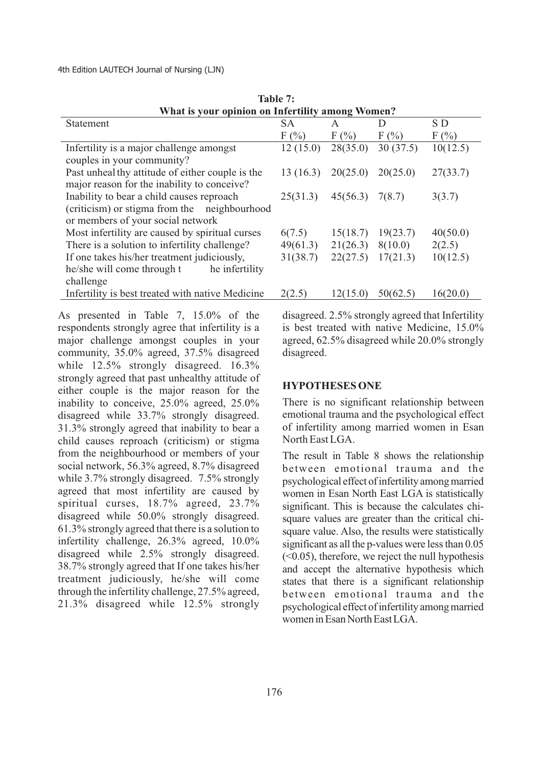**Table 7: What is your opinion on Infertility among Women?**

| Statement | SA F (%) | A F (%) | D F (%) | S D F (%) |
|---|---|---|---|---|
| Infertility is a major challenge amongst couples in your community? | 12 (15.0) | 28(35.0) | 30 (37.5) | 10(12.5) |
| Past unheal thy attitude of either couple is the major reason for the inability to conceive? | 13 (16.3) | 20(25.0) | 20(25.0) | 27(33.7) |
| Inability to bear a child causes reproach (criticism) or stigma from the neighbourhood or members of your social network | 25(31.3) | 45(56.3) | 7(8.7) | 3(3.7) |
| Most infertility are caused by spiritual curses | 6(7.5) | 15(18.7) | 19(23.7) | 40(50.0) |
| There is a solution to infertility challenge? | 49(61.3) | 21(26.3) | 8(10.0) | 2(2.5) |
| If one takes his/her treatment judiciously, he/she will come through t he infertility challenge | 31(38.7) | 22(27.5) | 17(21.3) | 10(12.5) |
| Infertility is best treated with native Medicine | 2(2.5) | 12(15.0) | 50(62.5) | 16(20.0) |

As presented in Table 7, 15.0% of the respondents strongly agree that infertility is a major challenge amongst couples in your community, 35.0% agreed, 37.5% disagreed while 12.5% strongly disagreed. 16.3% strongly agreed that past unhealthy attitude of either couple is the major reason for the inability to conceive, 25.0% agreed, 25.0% disagreed while 33.7% strongly disagreed. 31.3% strongly agreed that inability to bear a child causes reproach (criticism) or stigma from the neighbourhood or members of your social network, 56.3% agreed, 8.7% disagreed while 3.7% strongly disagreed. 7.5% strongly agreed that most infertility are caused by spiritual curses, 18.7% agreed, 23.7% disagreed while 50.0% strongly disagreed. 61.3% strongly agreed that there is a solution to infertility challenge, 26.3% agreed, 10.0% disagreed while 2.5% strongly disagreed. 38.7% strongly agreed that If one takes his/her treatment judiciously, he/she will come through the infertility challenge, 27.5% agreed, 21.3% disagreed while 12.5% strongly disagreed. 2.5% strongly agreed that Infertility is best treated with native Medicine, 15.0% agreed, 62.5% disagreed while 20.0% strongly disagreed.

## HYPOTHESES ONE

There is no significant relationship between emotional trauma and the psychological effect of infertility among married women in Esan North East LGA.

The result in Table 8 shows the relationship between emotional trauma and the psychological effect of infertility among married women in Esan North East LGA is statistically significant. This is because the calculates chi-square values are greater than the critical chi-square value. Also, the results were statistically significant as all the p-values were less than 0.05 (<0.05), therefore, we reject the null hypothesis and accept the alternative hypothesis which states that there is a significant relationship between emotional trauma and the psychological effect of infertility among married women in Esan North East LGA.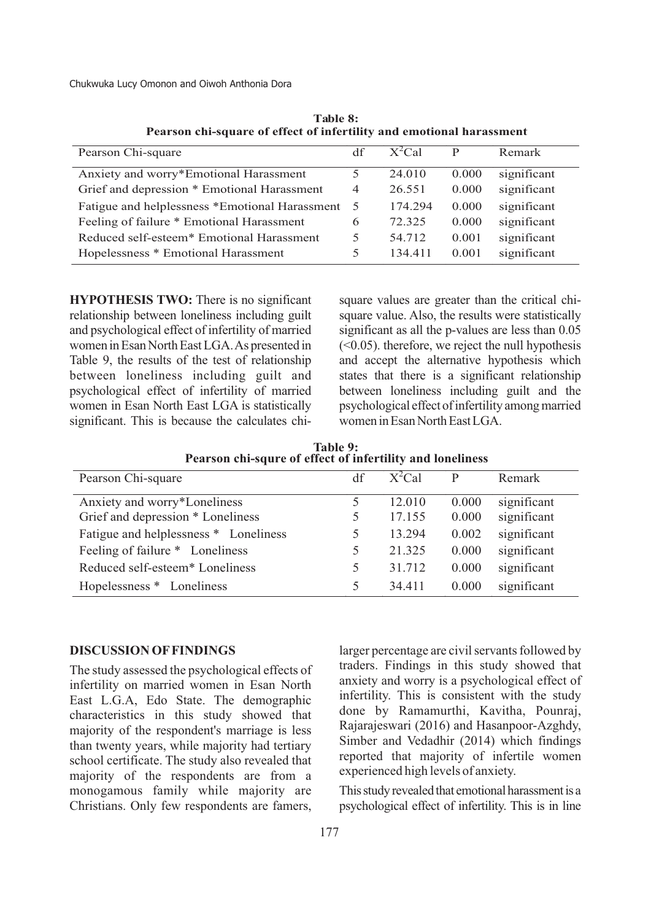**Table 8:**
**Pearson chi-square of effect of infertility and emotional harassment**

| Pearson Chi-square | df | $X^2$Cal | P | Remark |
|---|---|---|---|---|
| Anxiety and worry*Emotional Harassment | 5 | 24.010 | 0.000 | significant |
| Grief and depression * Emotional Harassment | 4 | 26.551 | 0.000 | significant |
| Fatigue and helplessness *Emotional Harassment | 5 | 174.294 | 0.000 | significant |
| Feeling of failure * Emotional Harassment | 6 | 72.325 | 0.000 | significant |
| Reduced self-esteem* Emotional Harassment | 5 | 54.712 | 0.001 | significant |
| Hopelessness * Emotional Harassment | 5 | 134.411 | 0.001 | significant |

**HYPOTHESIS TWO:** There is no significant relationship between loneliness including guilt and psychological effect of infertility of married women in Esan North East LGA. As presented in Table 9, the results of the test of relationship between loneliness including guilt and psychological effect of infertility of married women in Esan North East LGA is statistically significant. This is because the calculates chi-square values are greater than the critical chi-square value. Also, the results were statistically significant as all the p-values are less than 0.05 (<0.05). therefore, we reject the null hypothesis and accept the alternative hypothesis which states that there is a significant relationship between loneliness including guilt and the psychological effect of infertility among married women in Esan North East LGA.

**Table 9:**
**Pearson chi-squre of effect of infertility and loneliness**

| Pearson Chi-square | df | $X^2$Cal | P | Remark |
|---|---|---|---|---|
| Anxiety and worry*Loneliness | 5 | 12.010 | 0.000 | significant |
| Grief and depression * Loneliness | 5 | 17.155 | 0.000 | significant |
| Fatigue and helplessness * Loneliness | 5 | 13.294 | 0.002 | significant |
| Feeling of failure * Loneliness | 5 | 21.325 | 0.000 | significant |
| Reduced self-esteem* Loneliness | 5 | 31.712 | 0.000 | significant |
| Hopelessness * Loneliness | 5 | 34.411 | 0.000 | significant |

## DISCUSSION OF FINDINGS

The study assessed the psychological effects of infertility on married women in Esan North East L.G.A, Edo State. The demographic characteristics in this study showed that majority of the respondent's marriage is less than twenty years, while majority had tertiary school certificate. The study also revealed that majority of the respondents are from a monogamous family while majority are Christians. Only few respondents are famers, larger percentage are civil servants followed by traders. Findings in this study showed that anxiety and worry is a psychological effect of infertility. This is consistent with the study done by Ramamurthi, Kavitha, Pounraj, Rajarajeswari (2016) and Hasanpoor-Azghdy, Simber and Vedadhir (2014) which findings reported that majority of infertile women experienced high levels of anxiety.

This study revealed that emotional harassment is a psychological effect of infertility. This is in line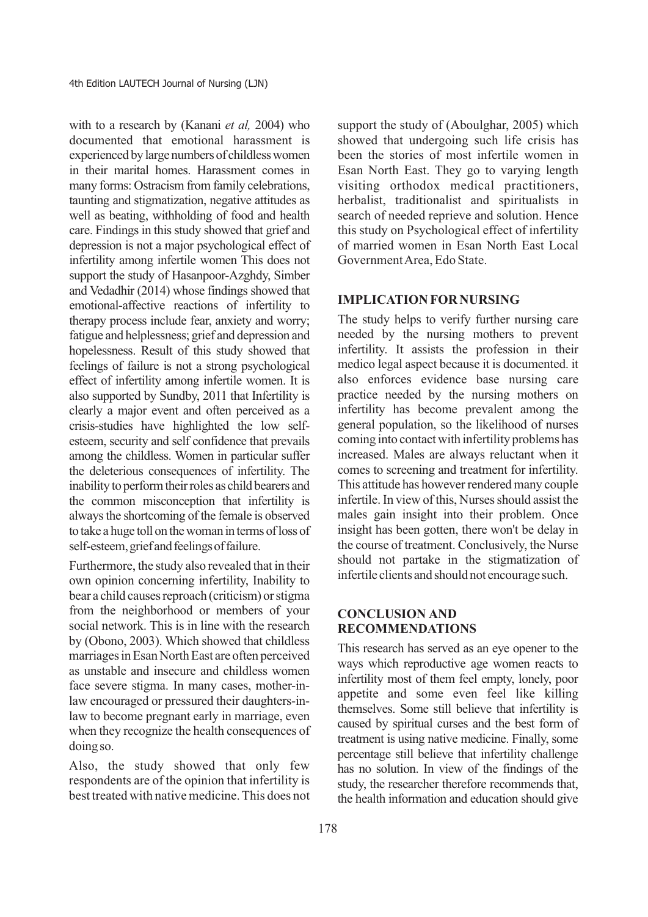with to a research by (Kanani *et al,* 2004) who documented that emotional harassment is experienced by large numbers of childless women in their marital homes. Harassment comes in many forms: Ostracism from family celebrations, taunting and stigmatization, negative attitudes as well as beating, withholding of food and health care. Findings in this study showed that grief and depression is not a major psychological effect of infertility among infertile women This does not support the study of Hasanpoor-Azghdy, Simber and Vedadhir (2014) whose findings showed that emotional-affective reactions of infertility to therapy process include fear, anxiety and worry; fatigue and helplessness; grief and depression and hopelessness. Result of this study showed that feelings of failure is not a strong psychological effect of infertility among infertile women. It is also supported by Sundby, 2011 that Infertility is clearly a major event and often perceived as a crisis-studies have highlighted the low self-esteem, security and self confidence that prevails among the childless. Women in particular suffer the deleterious consequences of infertility. The inability to perform their roles as child bearers and the common misconception that infertility is always the shortcoming of the female is observed to take a huge toll on the woman in terms of loss of self-esteem, grief and feelings of failure.

Furthermore, the study also revealed that in their own opinion concerning infertility, Inability to bear a child causes reproach (criticism) or stigma from the neighborhood or members of your social network. This is in line with the research by (Obono, 2003). Which showed that childless marriages in Esan North East are often perceived as unstable and insecure and childless women face severe stigma. In many cases, mother-in-law encouraged or pressured their daughters-in-law to become pregnant early in marriage, even when they recognize the health consequences of doing so.

Also, the study showed that only few respondents are of the opinion that infertility is best treated with native medicine. This does not support the study of (Aboulghar, 2005) which showed that undergoing such life crisis has been the stories of most infertile women in Esan North East. They go to varying length visiting orthodox medical practitioners, herbalist, traditionalist and spiritualists in search of needed reprieve and solution. Hence this study on Psychological effect of infertility of married women in Esan North East Local Government Area, Edo State.

## IMPLICATION FOR NURSING

The study helps to verify further nursing care needed by the nursing mothers to prevent infertility. It assists the profession in their medico legal aspect because it is documented. it also enforces evidence base nursing care practice needed by the nursing mothers on infertility has become prevalent among the general population, so the likelihood of nurses coming into contact with infertility problems has increased. Males are always reluctant when it comes to screening and treatment for infertility. This attitude has however rendered many couple infertile. In view of this, Nurses should assist the males gain insight into their problem. Once insight has been gotten, there won't be delay in the course of treatment. Conclusively, the Nurse should not partake in the stigmatization of infertile clients and should not encourage such.

## CONCLUSION AND RECOMMENDATIONS

This research has served as an eye opener to the ways which reproductive age women reacts to infertility most of them feel empty, lonely, poor appetite and some even feel like killing themselves. Some still believe that infertility is caused by spiritual curses and the best form of treatment is using native medicine. Finally, some percentage still believe that infertility challenge has no solution. In view of the findings of the study, the researcher therefore recommends that, the health information and education should give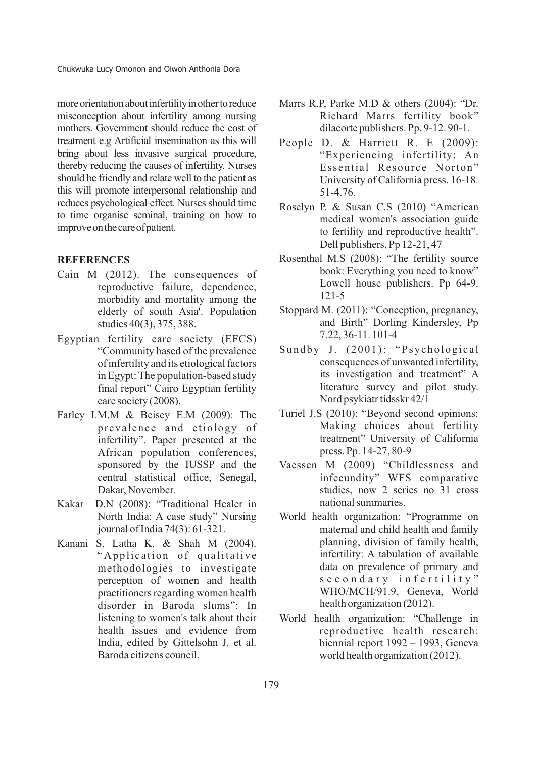more orientation about infertility in other to reduce misconception about infertility among nursing mothers. Government should reduce the cost of treatment e.g Artificial insemination as this will bring about less invasive surgical procedure, thereby reducing the causes of infertility. Nurses should be friendly and relate well to the patient as this will promote interpersonal relationship and reduces psychological effect. Nurses should time to time organise seminal, training on how to improve on the care of patient.

## REFERENCES

Cain M (2012). The consequences of reproductive failure, dependence, morbidity and mortality among the elderly of south Asia'. Population studies 40(3), 375, 388.

Egyptian fertility care society (EFCS) "Community based of the prevalence of infertility and its etiological factors in Egypt: The population-based study final report" Cairo Egyptian fertility care society (2008).

Farley I.M.M & Beisey E.M (2009): The prevalence and etiology of infertility". Paper presented at the African population conferences, sponsored by the IUSSP and the central statistical office, Senegal, Dakar, November.

Kakar D.N (2008): "Traditional Healer in North India: A case study" Nursing journal of India 74(3): 61-321.

Kanani S, Latha K. & Shah M (2004). "Application of qualitative methodologies to investigate perception of women and health practitioners regarding women health disorder in Baroda slums": In listening to women's talk about their health issues and evidence from India, edited by Gittelsohn J. et al. Baroda citizens council.

Marrs R.P, Parke M.D & others (2004): "Dr. Richard Marrs fertility book" dilacorte publishers. Pp. 9-12. 90-1.

People D. & Harriett R. E (2009): "Experiencing infertility: An Essential Resource Norton" University of California press. 16-18. 51-4.76.

Roselyn P. & Susan C.S (2010) "American medical women's association guide to fertility and reproductive health". Dell publishers, Pp 12-21, 47

Rosenthal M.S (2008): "The fertility source book: Everything you need to know" Lowell house publishers. Pp 64-9. 121-5

Stoppard M. (2011): "Conception, pregnancy, and Birth" Dorling Kindersley, Pp 7.22, 36-11. 101-4

Sundby J. (2001): "Psychological consequences of unwanted infertility, its investigation and treatment" A literature survey and pilot study. Nord psykiatr tidsskr 42/1

Turiel J.S (2010): "Beyond second opinions: Making choices about fertility treatment" University of California press. Pp. 14-27, 80-9

Vaessen M (2009) "Childlessness and infecundity" WFS comparative studies, now 2 series no 31 cross national summaries.

World health organization: "Programme on maternal and child health and family planning, division of family health, infertility: A tabulation of available data on prevalence of primary and secondary infertility" WHO/MCH/91.9, Geneva, World health organization (2012).

World health organization: "Challenge in reproductive health research: biennial report 1992 – 1993, Geneva world health organization (2012).